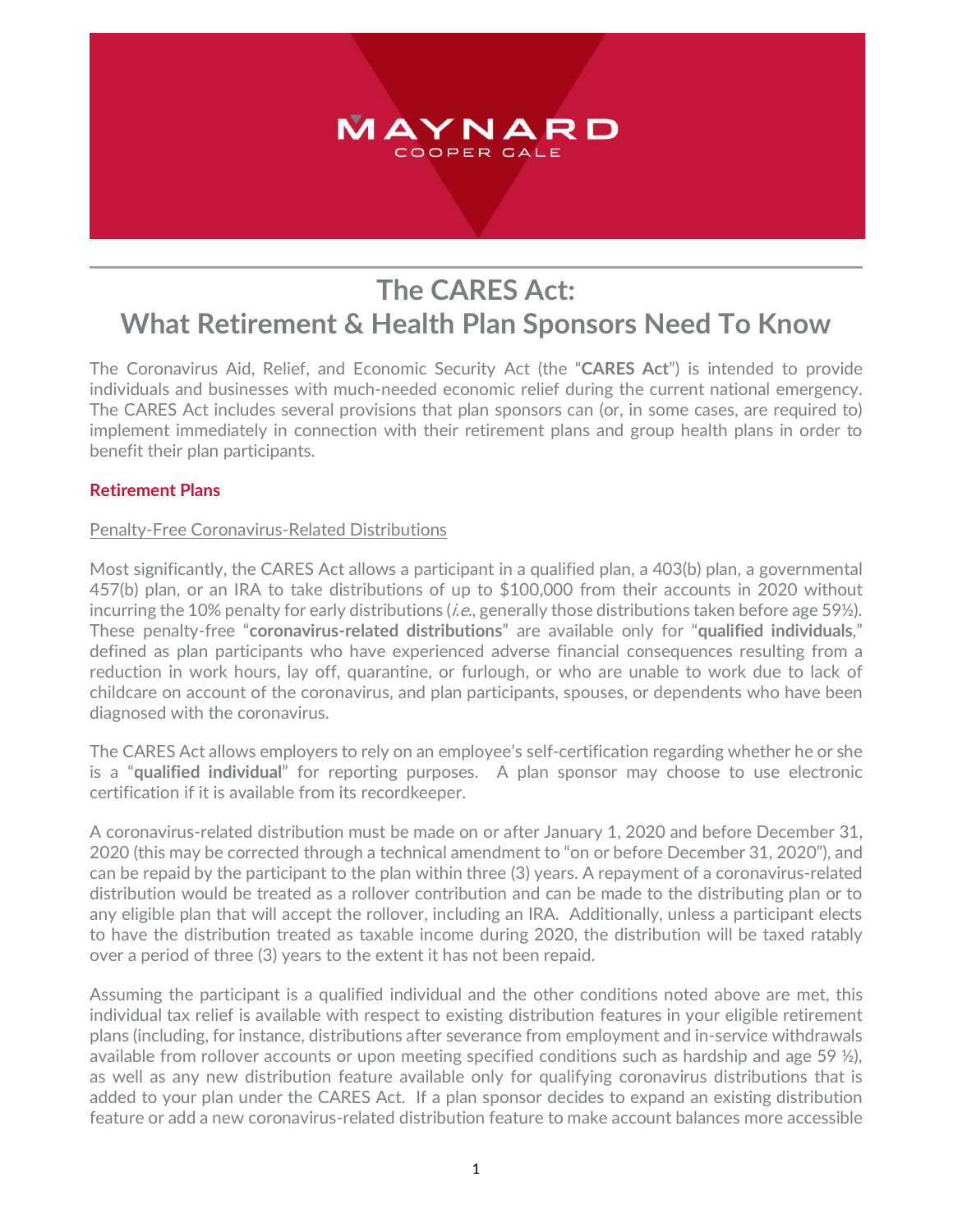# The CARES Act:
# What Retirement & Health Plan Sponsors Need To Know

The Coronavirus Aid, Relief, and Economic Security Act (the "**CARES Act**") is intended to provide individuals and businesses with much-needed economic relief during the current national emergency. The CARES Act includes several provisions that plan sponsors can (or, in some cases, are required to) implement immediately in connection with their retirement plans and group health plans in order to benefit their plan participants.

## Retirement Plans

### Penalty-Free Coronavirus-Related Distributions

Most significantly, the CARES Act allows a participant in a qualified plan, a 403(b) plan, a governmental 457(b) plan, or an IRA to take distributions of up to $100,000 from their accounts in 2020 without incurring the 10% penalty for early distributions (*i.e.*, generally those distributions taken before age 59½). These penalty-free "**coronavirus-related distributions**" are available only for "**qualified individuals**," defined as plan participants who have experienced adverse financial consequences resulting from a reduction in work hours, lay off, quarantine, or furlough, or who are unable to work due to lack of childcare on account of the coronavirus, and plan participants, spouses, or dependents who have been diagnosed with the coronavirus.

The CARES Act allows employers to rely on an employee's self-certification regarding whether he or she is a "**qualified individual**" for reporting purposes. A plan sponsor may choose to use electronic certification if it is available from its recordkeeper.

A coronavirus-related distribution must be made on or after January 1, 2020 and before December 31, 2020 (this may be corrected through a technical amendment to "on or before December 31, 2020"), and can be repaid by the participant to the plan within three (3) years. A repayment of a coronavirus-related distribution would be treated as a rollover contribution and can be made to the distributing plan or to any eligible plan that will accept the rollover, including an IRA. Additionally, unless a participant elects to have the distribution treated as taxable income during 2020, the distribution will be taxed ratably over a period of three (3) years to the extent it has not been repaid.

Assuming the participant is a qualified individual and the other conditions noted above are met, this individual tax relief is available with respect to existing distribution features in your eligible retirement plans (including, for instance, distributions after severance from employment and in-service withdrawals available from rollover accounts or upon meeting specified conditions such as hardship and age 59 ½), as well as any new distribution feature available only for qualifying coronavirus distributions that is added to your plan under the CARES Act. If a plan sponsor decides to expand an existing distribution feature or add a new coronavirus-related distribution feature to make account balances more accessible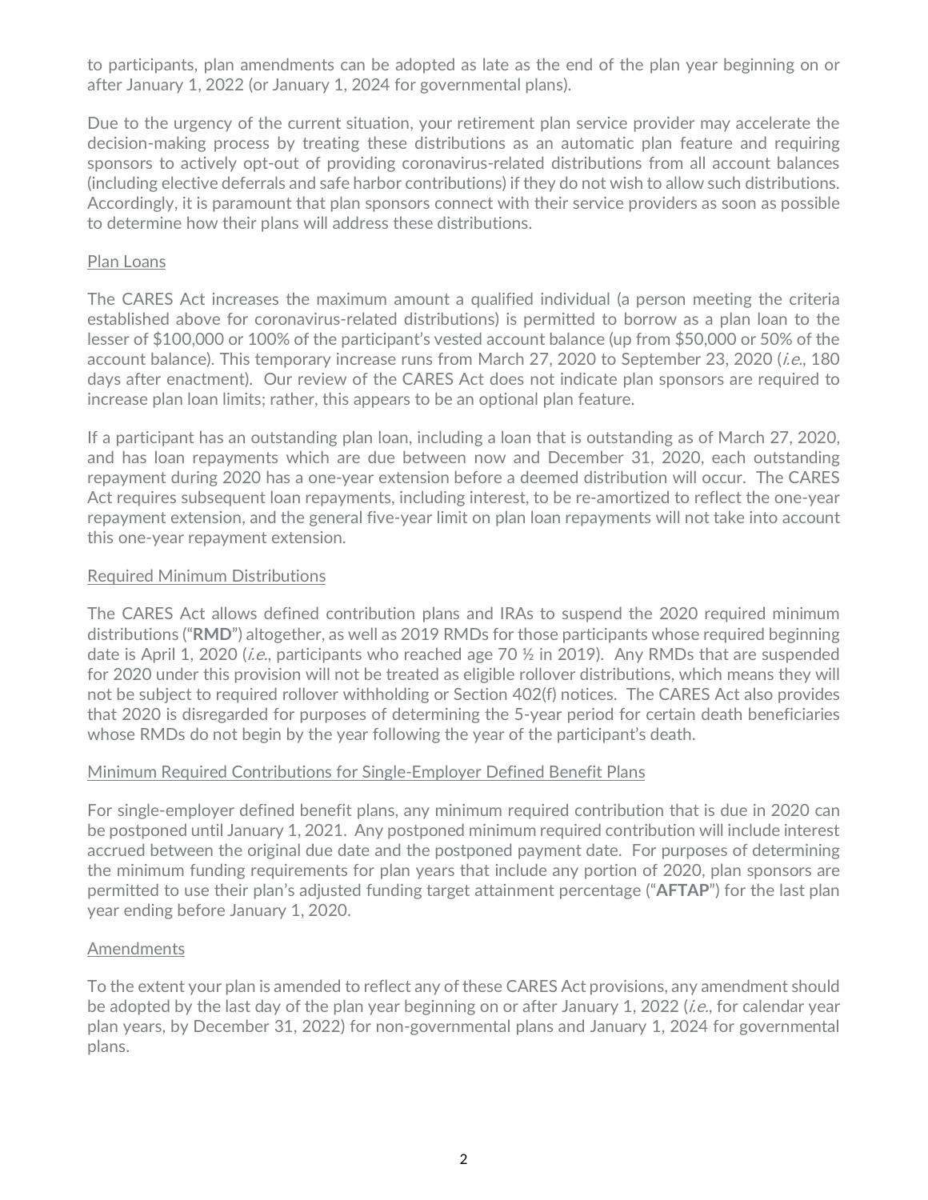to participants, plan amendments can be adopted as late as the end of the plan year beginning on or after January 1, 2022 (or January 1, 2024 for governmental plans).

Due to the urgency of the current situation, your retirement plan service provider may accelerate the decision-making process by treating these distributions as an automatic plan feature and requiring sponsors to actively opt-out of providing coronavirus-related distributions from all account balances (including elective deferrals and safe harbor contributions) if they do not wish to allow such distributions. Accordingly, it is paramount that plan sponsors connect with their service providers as soon as possible to determine how their plans will address these distributions.

<u>Plan Loans</u>

The CARES Act increases the maximum amount a qualified individual (a person meeting the criteria established above for coronavirus-related distributions) is permitted to borrow as a plan loan to the lesser of $100,000 or 100% of the participant's vested account balance (up from $50,000 or 50% of the account balance). This temporary increase runs from March 27, 2020 to September 23, 2020 (*i.e.*, 180 days after enactment). Our review of the CARES Act does not indicate plan sponsors are required to increase plan loan limits; rather, this appears to be an optional plan feature.

If a participant has an outstanding plan loan, including a loan that is outstanding as of March 27, 2020, and has loan repayments which are due between now and December 31, 2020, each outstanding repayment during 2020 has a one-year extension before a deemed distribution will occur. The CARES Act requires subsequent loan repayments, including interest, to be re-amortized to reflect the one-year repayment extension, and the general five-year limit on plan loan repayments will not take into account this one-year repayment extension.

<u>Required Minimum Distributions</u>

The CARES Act allows defined contribution plans and IRAs to suspend the 2020 required minimum distributions ("**RMD**") altogether, as well as 2019 RMDs for those participants whose required beginning date is April 1, 2020 (*i.e.*, participants who reached age 70 ½ in 2019). Any RMDs that are suspended for 2020 under this provision will not be treated as eligible rollover distributions, which means they will not be subject to required rollover withholding or Section 402(f) notices. The CARES Act also provides that 2020 is disregarded for purposes of determining the 5-year period for certain death beneficiaries whose RMDs do not begin by the year following the year of the participant's death.

<u>Minimum Required Contributions for Single-Employer Defined Benefit Plans</u>

For single-employer defined benefit plans, any minimum required contribution that is due in 2020 can be postponed until January 1, 2021. Any postponed minimum required contribution will include interest accrued between the original due date and the postponed payment date. For purposes of determining the minimum funding requirements for plan years that include any portion of 2020, plan sponsors are permitted to use their plan's adjusted funding target attainment percentage ("**AFTAP**") for the last plan year ending before January 1, 2020.

<u>Amendments</u>

To the extent your plan is amended to reflect any of these CARES Act provisions, any amendment should be adopted by the last day of the plan year beginning on or after January 1, 2022 (*i.e.*, for calendar year plan years, by December 31, 2022) for non-governmental plans and January 1, 2024 for governmental plans.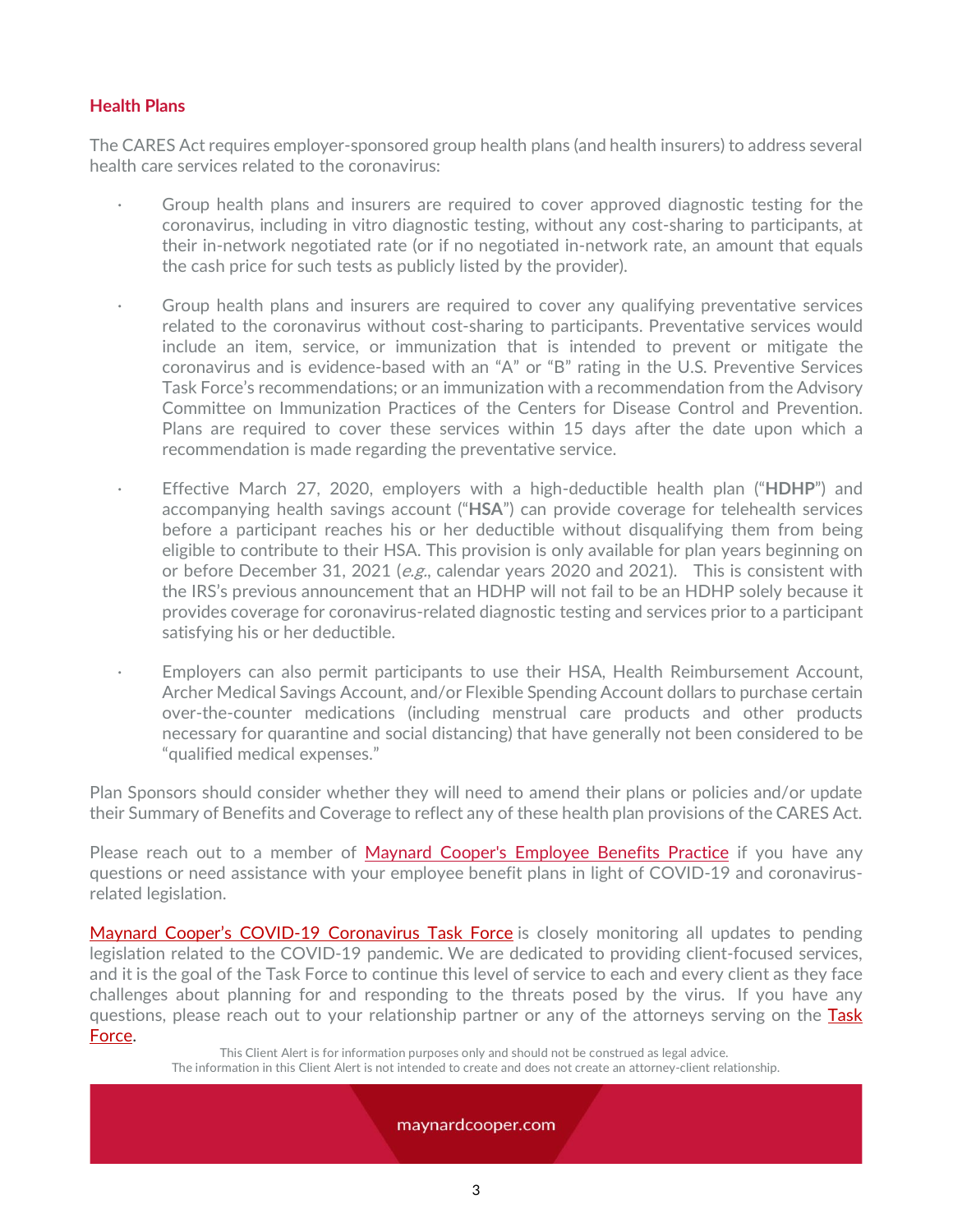## Health Plans

The CARES Act requires employer-sponsored group health plans (and health insurers) to address several health care services related to the coronavirus:

- Group health plans and insurers are required to cover approved diagnostic testing for the coronavirus, including in vitro diagnostic testing, without any cost-sharing to participants, at their in-network negotiated rate (or if no negotiated in-network rate, an amount that equals the cash price for such tests as publicly listed by the provider).

- Group health plans and insurers are required to cover any qualifying preventative services related to the coronavirus without cost-sharing to participants. Preventative services would include an item, service, or immunization that is intended to prevent or mitigate the coronavirus and is evidence-based with an "A" or "B" rating in the U.S. Preventive Services Task Force's recommendations; or an immunization with a recommendation from the Advisory Committee on Immunization Practices of the Centers for Disease Control and Prevention. Plans are required to cover these services within 15 days after the date upon which a recommendation is made regarding the preventative service.

- Effective March 27, 2020, employers with a high-deductible health plan ("**HDHP**") and accompanying health savings account ("**HSA**") can provide coverage for telehealth services before a participant reaches his or her deductible without disqualifying them from being eligible to contribute to their HSA. This provision is only available for plan years beginning on or before December 31, 2021 (*e.g.*, calendar years 2020 and 2021). This is consistent with the IRS's previous announcement that an HDHP will not fail to be an HDHP solely because it provides coverage for coronavirus-related diagnostic testing and services prior to a participant satisfying his or her deductible.

- Employers can also permit participants to use their HSA, Health Reimbursement Account, Archer Medical Savings Account, and/or Flexible Spending Account dollars to purchase certain over-the-counter medications (including menstrual care products and other products necessary for quarantine and social distancing) that have generally not been considered to be "qualified medical expenses."

Plan Sponsors should consider whether they will need to amend their plans or policies and/or update their Summary of Benefits and Coverage to reflect any of these health plan provisions of the CARES Act.

Please reach out to a member of Maynard Cooper's Employee Benefits Practice if you have any questions or need assistance with your employee benefit plans in light of COVID-19 and coronavirus-related legislation.

Maynard Cooper's COVID-19 Coronavirus Task Force is closely monitoring all updates to pending legislation related to the COVID-19 pandemic. We are dedicated to providing client-focused services, and it is the goal of the Task Force to continue this level of service to each and every client as they face challenges about planning for and responding to the threats posed by the virus. If you have any questions, please reach out to your relationship partner or any of the attorneys serving on the Task Force.

This Client Alert is for information purposes only and should not be construed as legal advice.
The information in this Client Alert is not intended to create and does not create an attorney-client relationship.

maynardcooper.com